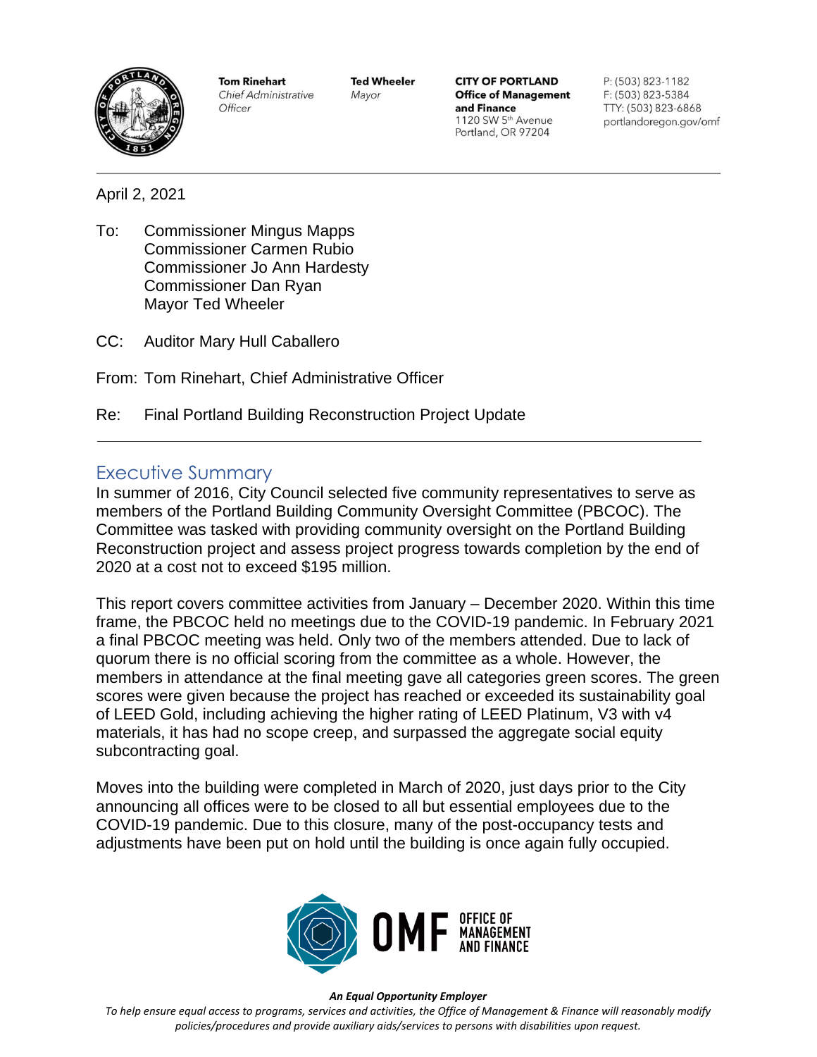**Tom Rinehart**
*Chief Administrative Officer*

**Ted Wheeler**
*Mayor*

**CITY OF PORTLAND**
**Office of Management and Finance**
1120 SW 5th Avenue
Portland, OR 97204

P: (503) 823-1182
F: (503) 823-5384
TTY: (503) 823-6868
portlandoregon.gov/omf

April 2, 2021

To: Commissioner Mingus Mapps
Commissioner Carmen Rubio
Commissioner Jo Ann Hardesty
Commissioner Dan Ryan
Mayor Ted Wheeler

CC: Auditor Mary Hull Caballero

From: Tom Rinehart, Chief Administrative Officer

Re: Final Portland Building Reconstruction Project Update

## Executive Summary

In summer of 2016, City Council selected five community representatives to serve as members of the Portland Building Community Oversight Committee (PBCOC). The Committee was tasked with providing community oversight on the Portland Building Reconstruction project and assess project progress towards completion by the end of 2020 at a cost not to exceed $195 million.

This report covers committee activities from January – December 2020. Within this time frame, the PBCOC held no meetings due to the COVID-19 pandemic. In February 2021 a final PBCOC meeting was held. Only two of the members attended. Due to lack of quorum there is no official scoring from the committee as a whole. However, the members in attendance at the final meeting gave all categories green scores. The green scores were given because the project has reached or exceeded its sustainability goal of LEED Gold, including achieving the higher rating of LEED Platinum, V3 with v4 materials, it has had no scope creep, and surpassed the aggregate social equity subcontracting goal.

Moves into the building were completed in March of 2020, just days prior to the City announcing all offices were to be closed to all but essential employees due to the COVID-19 pandemic. Due to this closure, many of the post-occupancy tests and adjustments have been put on hold until the building is once again fully occupied.

OMF OFFICE OF MANAGEMENT AND FINANCE

***An Equal Opportunity Employer***

*To help ensure equal access to programs, services and activities, the Office of Management & Finance will reasonably modify policies/procedures and provide auxiliary aids/services to persons with disabilities upon request.*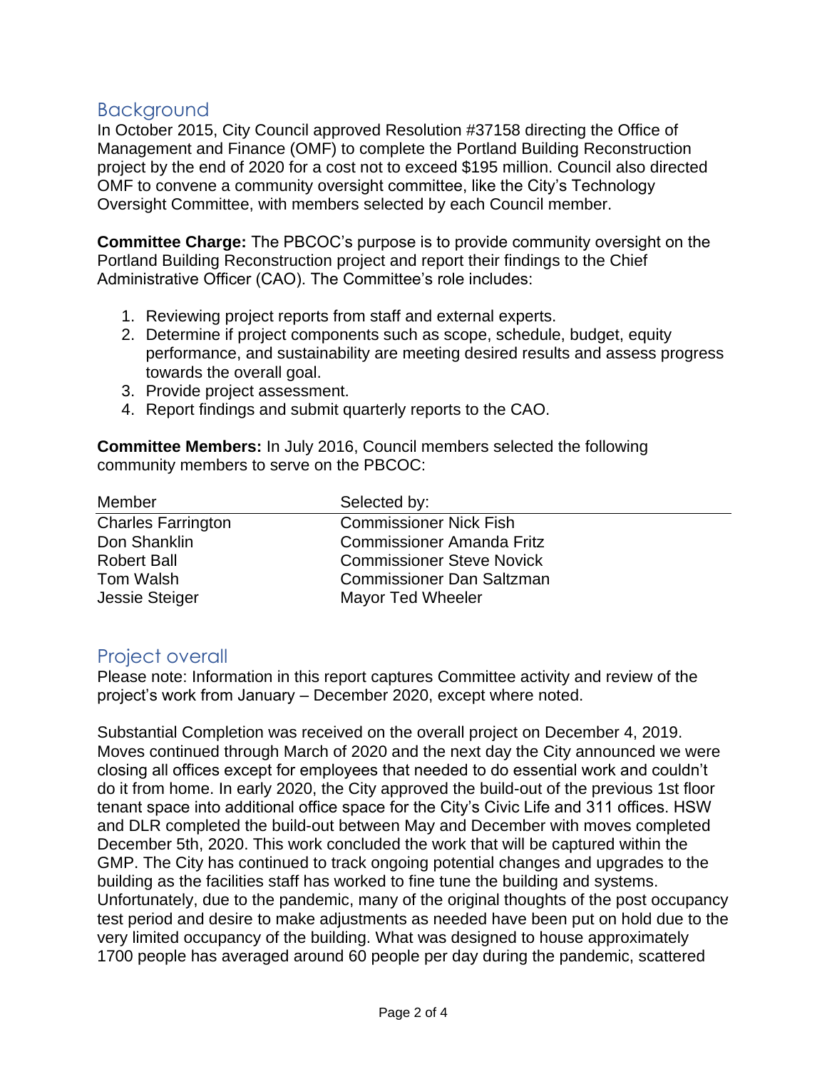## Background

In October 2015, City Council approved Resolution #37158 directing the Office of Management and Finance (OMF) to complete the Portland Building Reconstruction project by the end of 2020 for a cost not to exceed $195 million. Council also directed OMF to convene a community oversight committee, like the City's Technology Oversight Committee, with members selected by each Council member.

**Committee Charge:** The PBCOC's purpose is to provide community oversight on the Portland Building Reconstruction project and report their findings to the Chief Administrative Officer (CAO). The Committee's role includes:

1. Reviewing project reports from staff and external experts.
2. Determine if project components such as scope, schedule, budget, equity performance, and sustainability are meeting desired results and assess progress towards the overall goal.
3. Provide project assessment.
4. Report findings and submit quarterly reports to the CAO.

**Committee Members:** In July 2016, Council members selected the following community members to serve on the PBCOC:

| Member | Selected by: |
| --- | --- |
| Charles Farrington | Commissioner Nick Fish |
| Don Shanklin | Commissioner Amanda Fritz |
| Robert Ball | Commissioner Steve Novick |
| Tom Walsh | Commissioner Dan Saltzman |
| Jessie Steiger | Mayor Ted Wheeler |

## Project overall

Please note: Information in this report captures Committee activity and review of the project's work from January – December 2020, except where noted.

Substantial Completion was received on the overall project on December 4, 2019. Moves continued through March of 2020 and the next day the City announced we were closing all offices except for employees that needed to do essential work and couldn't do it from home. In early 2020, the City approved the build-out of the previous 1st floor tenant space into additional office space for the City's Civic Life and 311 offices. HSW and DLR completed the build-out between May and December with moves completed December 5th, 2020. This work concluded the work that will be captured within the GMP. The City has continued to track ongoing potential changes and upgrades to the building as the facilities staff has worked to fine tune the building and systems. Unfortunately, due to the pandemic, many of the original thoughts of the post occupancy test period and desire to make adjustments as needed have been put on hold due to the very limited occupancy of the building. What was designed to house approximately 1700 people has averaged around 60 people per day during the pandemic, scattered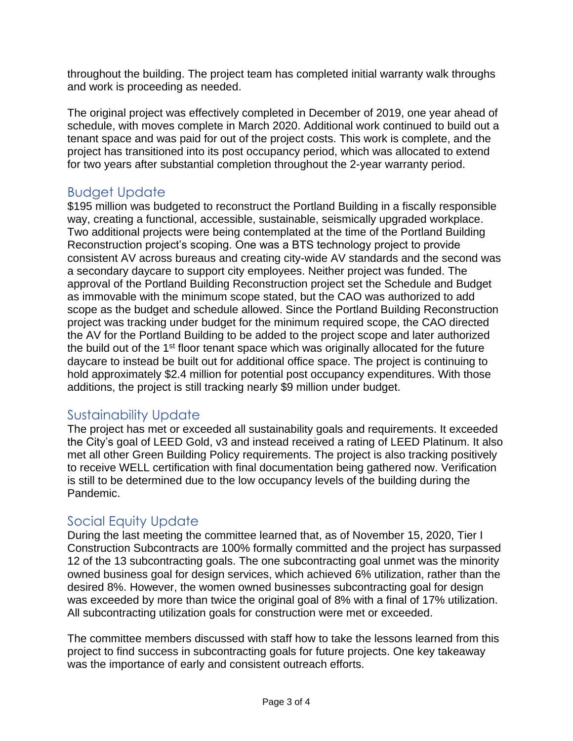throughout the building. The project team has completed initial warranty walk throughs and work is proceeding as needed.

The original project was effectively completed in December of 2019, one year ahead of schedule, with moves complete in March 2020. Additional work continued to build out a tenant space and was paid for out of the project costs. This work is complete, and the project has transitioned into its post occupancy period, which was allocated to extend for two years after substantial completion throughout the 2-year warranty period.

## Budget Update

$195 million was budgeted to reconstruct the Portland Building in a fiscally responsible way, creating a functional, accessible, sustainable, seismically upgraded workplace. Two additional projects were being contemplated at the time of the Portland Building Reconstruction project's scoping. One was a BTS technology project to provide consistent AV across bureaus and creating city-wide AV standards and the second was a secondary daycare to support city employees. Neither project was funded. The approval of the Portland Building Reconstruction project set the Schedule and Budget as immovable with the minimum scope stated, but the CAO was authorized to add scope as the budget and schedule allowed. Since the Portland Building Reconstruction project was tracking under budget for the minimum required scope, the CAO directed the AV for the Portland Building to be added to the project scope and later authorized the build out of the 1st floor tenant space which was originally allocated for the future daycare to instead be built out for additional office space. The project is continuing to hold approximately $2.4 million for potential post occupancy expenditures. With those additions, the project is still tracking nearly $9 million under budget.

## Sustainability Update

The project has met or exceeded all sustainability goals and requirements. It exceeded the City's goal of LEED Gold, v3 and instead received a rating of LEED Platinum. It also met all other Green Building Policy requirements. The project is also tracking positively to receive WELL certification with final documentation being gathered now. Verification is still to be determined due to the low occupancy levels of the building during the Pandemic.

## Social Equity Update

During the last meeting the committee learned that, as of November 15, 2020, Tier I Construction Subcontracts are 100% formally committed and the project has surpassed 12 of the 13 subcontracting goals. The one subcontracting goal unmet was the minority owned business goal for design services, which achieved 6% utilization, rather than the desired 8%. However, the women owned businesses subcontracting goal for design was exceeded by more than twice the original goal of 8% with a final of 17% utilization. All subcontracting utilization goals for construction were met or exceeded.

The committee members discussed with staff how to take the lessons learned from this project to find success in subcontracting goals for future projects. One key takeaway was the importance of early and consistent outreach efforts.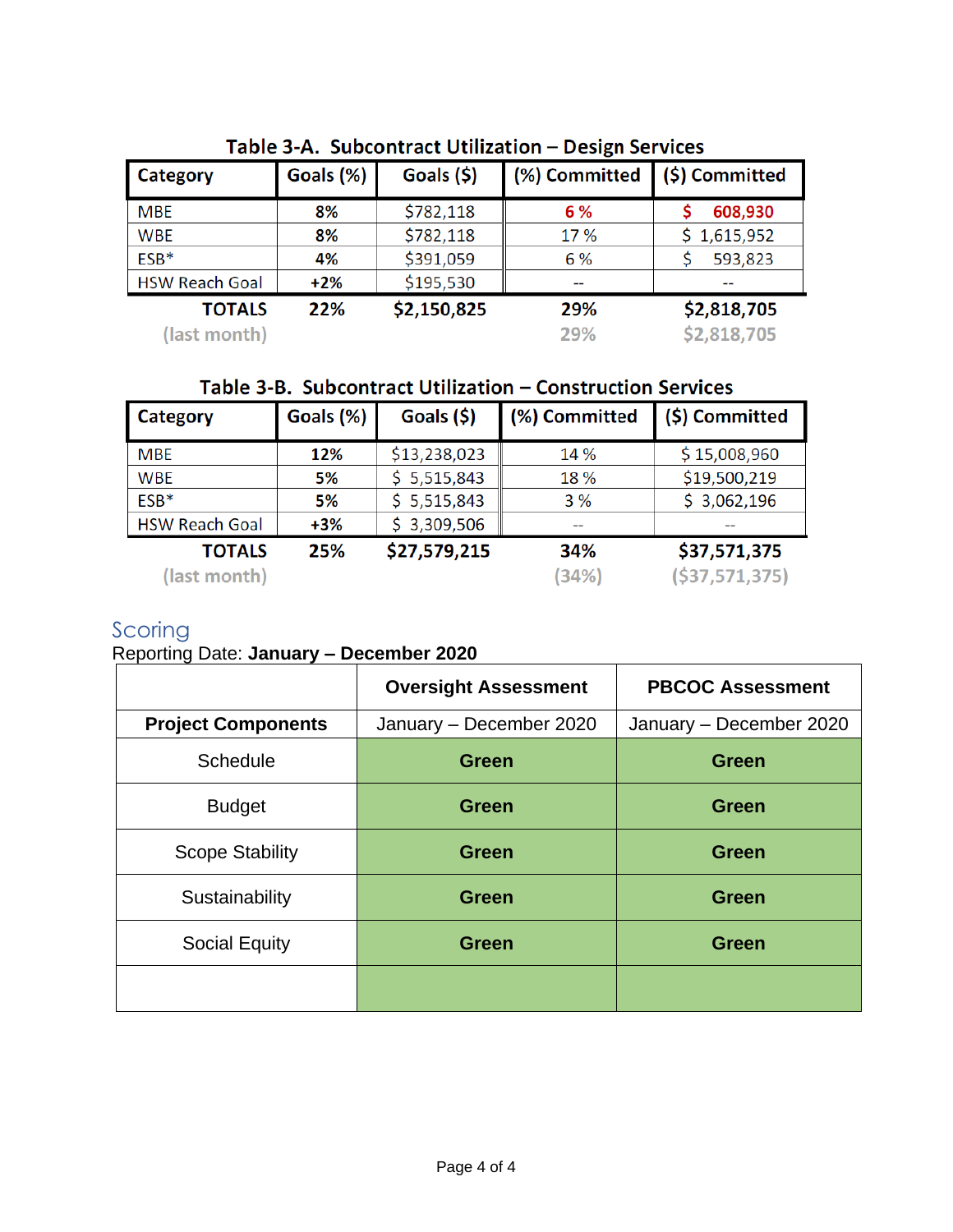Table 3-A. Subcontract Utilization – Design Services

| Category | Goals (%) | Goals ($) | (%) Committed | ($) Committed |
|---|---|---|---|---|
| MBE | **8%** | $782,118 | 6 % | $ 608,930 |
| WBE | **8%** | $782,118 | 17 % | $ 1,615,952 |
| ESB* | **4%** | $391,059 | 6 % | $ 593,823 |
| HSW Reach Goal | **+2%** | $195,530 | -- | -- |
| **TOTALS** | **22%** | **$2,150,825** | **29%** | **$2,818,705** |
| (last month) | | | 29% | $2,818,705 |

Table 3-B. Subcontract Utilization – Construction Services

| Category | Goals (%) | Goals ($) | (%) Committed | ($) Committed |
|---|---|---|---|---|
| MBE | **12%** | $13,238,023 | 14 % | $ 15,008,960 |
| WBE | **5%** | $ 5,515,843 | 18 % | $19,500,219 |
| ESB* | **5%** | $ 5,515,843 | 3 % | $ 3,062,196 |
| HSW Reach Goal | **+3%** | $ 3,309,506 | -- | -- |
| **TOTALS** | **25%** | **$27,579,215** | **34%** | **$37,571,375** |
| (last month) | | | (34%) | ($37,571,375) |

## Scoring

Reporting Date: **January – December 2020**

| | **Oversight Assessment** | **PBCOC Assessment** |
|---|---|---|
| **Project Components** | January – December 2020 | January – December 2020 |
| Schedule | **Green** | **Green** |
| Budget | **Green** | **Green** |
| Scope Stability | **Green** | **Green** |
| Sustainability | **Green** | **Green** |
| Social Equity | **Green** | **Green** |
| | | |